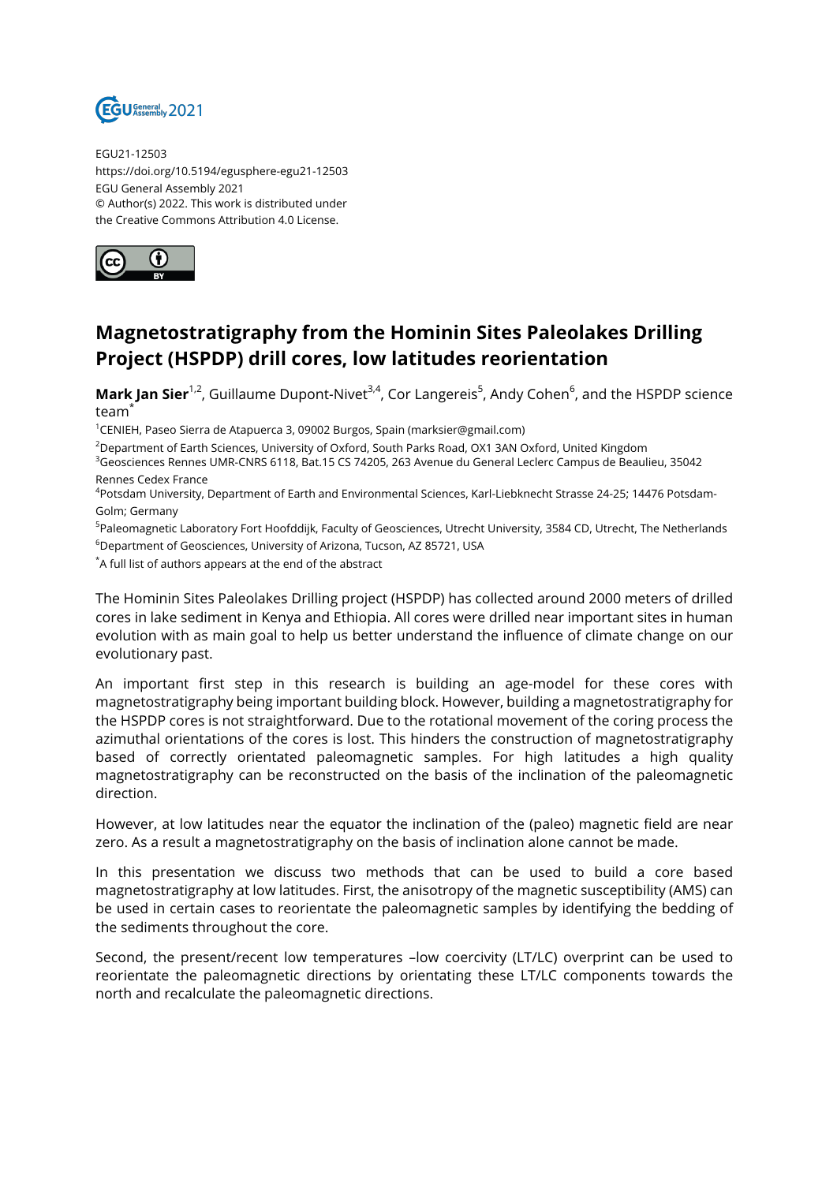EGU21-12503
https://doi.org/10.5194/egusphere-egu21-12503
EGU General Assembly 2021
© Author(s) 2022. This work is distributed under
the Creative Commons Attribution 4.0 License.

# Magnetostratigraphy from the Hominin Sites Paleolakes Drilling Project (HSPDP) drill cores, low latitudes reorientation

**Mark Jan Sier**[1,2], Guillaume Dupont-Nivet[3,4], Cor Langereis[5], Andy Cohen[6], and the HSPDP science team[*]

[1]CENIEH, Paseo Sierra de Atapuerca 3, 09002 Burgos, Spain (marksier@gmail.com)
[2]Department of Earth Sciences, University of Oxford, South Parks Road, OX1 3AN Oxford, United Kingdom
[3]Geosciences Rennes UMR-CNRS 6118, Bat.15 CS 74205, 263 Avenue du General Leclerc Campus de Beaulieu, 35042 Rennes Cedex France
[4]Potsdam University, Department of Earth and Environmental Sciences, Karl-Liebknecht Strasse 24-25; 14476 Potsdam-Golm; Germany
[5]Paleomagnetic Laboratory Fort Hoofddijk, Faculty of Geosciences, Utrecht University, 3584 CD, Utrecht, The Netherlands
[6]Department of Geosciences, University of Arizona, Tucson, AZ 85721, USA
[*]A full list of authors appears at the end of the abstract

The Hominin Sites Paleolakes Drilling project (HSPDP) has collected around 2000 meters of drilled cores in lake sediment in Kenya and Ethiopia. All cores were drilled near important sites in human evolution with as main goal to help us better understand the influence of climate change on our evolutionary past.

An important first step in this research is building an age-model for these cores with magnetostratigraphy being important building block. However, building a magnetostratigraphy for the HSPDP cores is not straightforward. Due to the rotational movement of the coring process the azimuthal orientations of the cores is lost. This hinders the construction of magnetostratigraphy based of correctly orientated paleomagnetic samples. For high latitudes a high quality magnetostratigraphy can be reconstructed on the basis of the inclination of the paleomagnetic direction.

However, at low latitudes near the equator the inclination of the (paleo) magnetic field are near zero. As a result a magnetostratigraphy on the basis of inclination alone cannot be made.

In this presentation we discuss two methods that can be used to build a core based magnetostratigraphy at low latitudes. First, the anisotropy of the magnetic susceptibility (AMS) can be used in certain cases to reorientate the paleomagnetic samples by identifying the bedding of the sediments throughout the core.

Second, the present/recent low temperatures –low coercivity (LT/LC) overprint can be used to reorientate the paleomagnetic directions by orientating these LT/LC components towards the north and recalculate the paleomagnetic directions.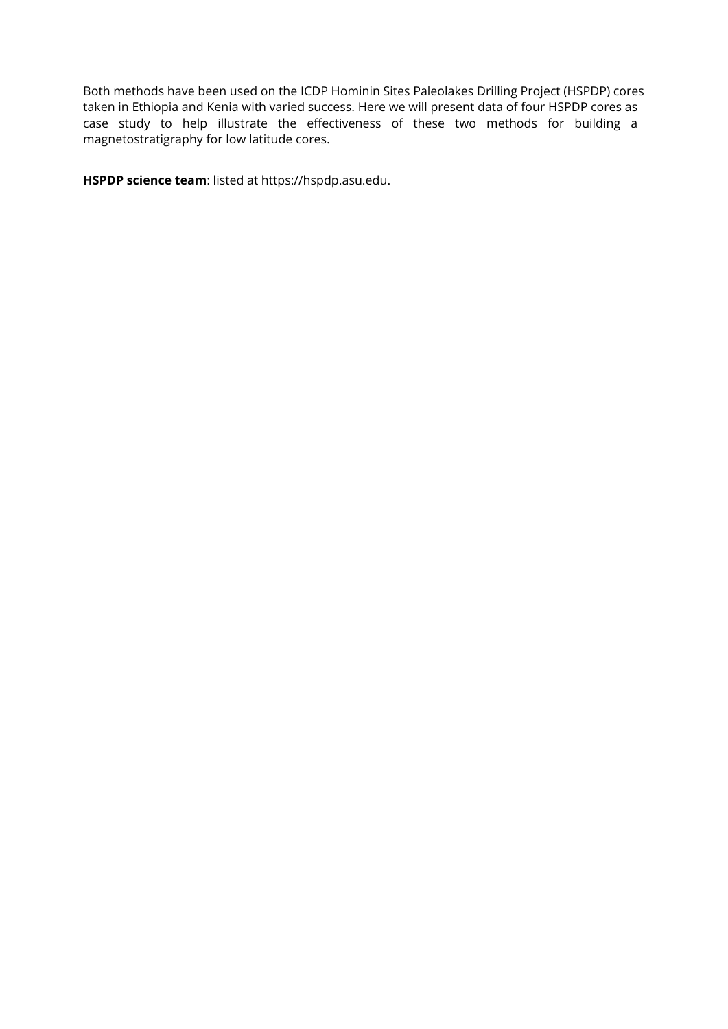Both methods have been used on the ICDP Hominin Sites Paleolakes Drilling Project (HSPDP) cores taken in Ethiopia and Kenia with varied success. Here we will present data of four HSPDP cores as case study to help illustrate the effectiveness of these two methods for building a magnetostratigraphy for low latitude cores.

**HSPDP science team**: listed at https://hspdp.asu.edu.